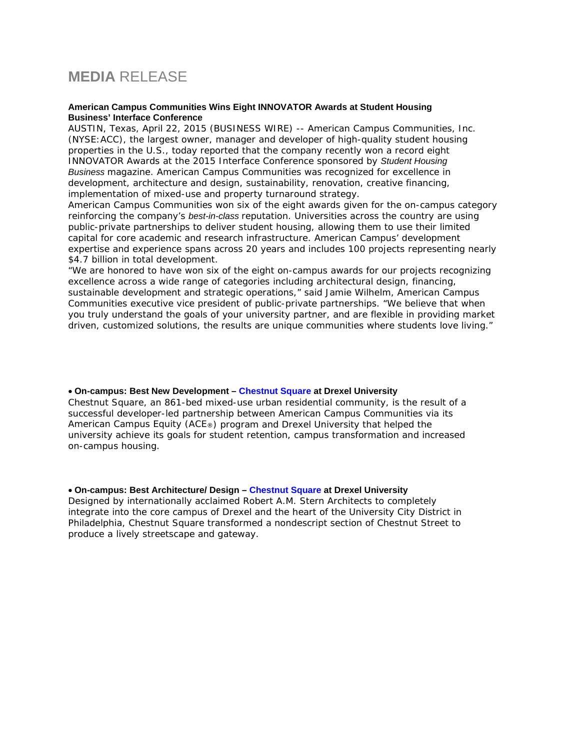# **MEDIA** RELEASE

**American Campus Communities Wins Eight INNOVATOR Awards at Student Housing Business' Interface Conference**

AUSTIN, Texas, April 22, 2015 (BUSINESS WIRE) -- American Campus Communities, Inc. (NYSE:ACC), the largest owner, manager and developer of high-quality student housing properties in the U.S., today reported that the company recently won a record eight INNOVATOR Awards at the 2015 Interface Conference sponsored by *Student Housing Business* magazine. American Campus Communities was recognized for excellence in development, architecture and design, sustainability, renovation, creative financing, implementation of mixed-use and property turnaround strategy.

American Campus Communities won six of the eight awards given for the on-campus category reinforcing the company's *best-in-class* reputation. Universities across the country are using public-private partnerships to deliver student housing, allowing them to use their limited capital for core academic and research infrastructure. American Campus' development expertise and experience spans across 20 years and includes 100 projects representing nearly $4.7 billion in total development.

"We are honored to have won six of the eight on-campus awards for our projects recognizing excellence across a wide range of categories including architectural design, financing, sustainable development and strategic operations," said Jamie Wilhelm, American Campus Communities executive vice president of public-private partnerships. "We believe that when you truly understand the goals of your university partner, and are flexible in providing market driven, customized solutions, the results are unique communities where students love living."

- **On-campus: Best New Development – Chestnut Square at Drexel University**

Chestnut Square, an 861-bed mixed-use urban residential community, is the result of a successful developer-led partnership between American Campus Communities via its American Campus Equity (ACE®) program and Drexel University that helped the university achieve its goals for student retention, campus transformation and increased on-campus housing.

- **On-campus: Best Architecture/ Design – Chestnut Square at Drexel University**

Designed by internationally acclaimed Robert A.M. Stern Architects to completely integrate into the core campus of Drexel and the heart of the University City District in Philadelphia, Chestnut Square transformed a nondescript section of Chestnut Street to produce a lively streetscape and gateway.